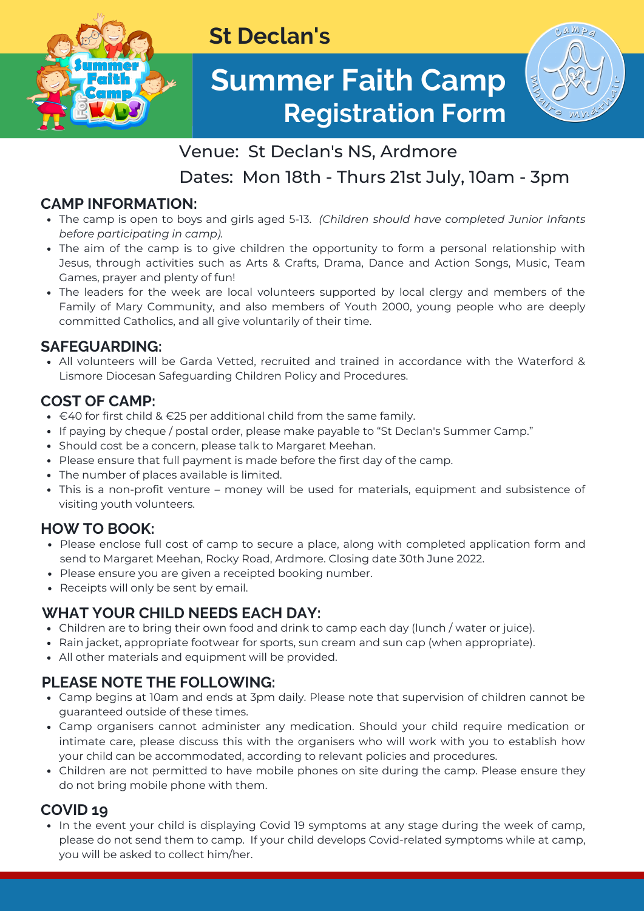# St Declan's

# Summer Faith Camp Registration Form

Venue: St Declan's NS, Ardmore

Dates: Mon 18th - Thurs 21st July, 10am - 3pm

## CAMP INFORMATION:

- The camp is open to boys and girls aged 5-13. *(Children should have completed Junior Infants before participating in camp).*
- The aim of the camp is to give children the opportunity to form a personal relationship with Jesus, through activities such as Arts & Crafts, Drama, Dance and Action Songs, Music, Team Games, prayer and plenty of fun!
- The leaders for the week are local volunteers supported by local clergy and members of the Family of Mary Community, and also members of Youth 2000, young people who are deeply committed Catholics, and all give voluntarily of their time.

## SAFEGUARDING:

- All volunteers will be Garda Vetted, recruited and trained in accordance with the Waterford & Lismore Diocesan Safeguarding Children Policy and Procedures.

## COST OF CAMP:

- €40 for first child & €25 per additional child from the same family.
- If paying by cheque / postal order, please make payable to "St Declan's Summer Camp."
- Should cost be a concern, please talk to Margaret Meehan.
- Please ensure that full payment is made before the first day of the camp.
- The number of places available is limited.
- This is a non-profit venture – money will be used for materials, equipment and subsistence of visiting youth volunteers.

## HOW TO BOOK:

- Please enclose full cost of camp to secure a place, along with completed application form and send to Margaret Meehan, Rocky Road, Ardmore. Closing date 30th June 2022.
- Please ensure you are given a receipted booking number.
- Receipts will only be sent by email.

## WHAT YOUR CHILD NEEDS EACH DAY:

- Children are to bring their own food and drink to camp each day (lunch / water or juice).
- Rain jacket, appropriate footwear for sports, sun cream and sun cap (when appropriate).
- All other materials and equipment will be provided.

## PLEASE NOTE THE FOLLOWING:

- Camp begins at 10am and ends at 3pm daily. Please note that supervision of children cannot be guaranteed outside of these times.
- Camp organisers cannot administer any medication. Should your child require medication or intimate care, please discuss this with the organisers who will work with you to establish how your child can be accommodated, according to relevant policies and procedures.
- Children are not permitted to have mobile phones on site during the camp. Please ensure they do not bring mobile phone with them.

## COVID 19

- In the event your child is displaying Covid 19 symptoms at any stage during the week of camp, please do not send them to camp. If your child develops Covid-related symptoms while at camp, you will be asked to collect him/her.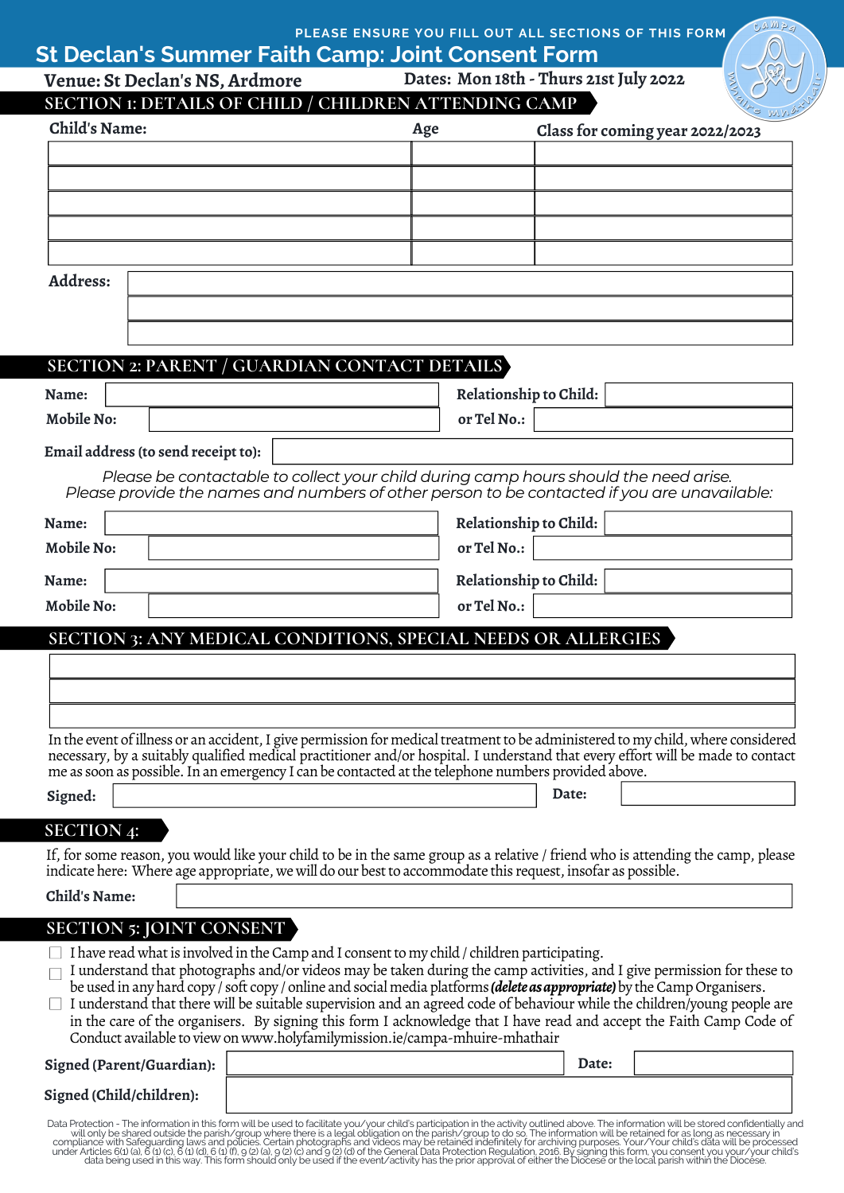PLEASE ENSURE YOU FILL OUT ALL SECTIONS OF THIS FORM

# St Declan's Summer Faith Camp: Joint Consent Form

**Venue: St Declan's NS, Ardmore** **Dates: Mon 18th - Thurs 21st July 2022**

## SECTION 1: DETAILS OF CHILD / CHILDREN ATTENDING CAMP

| Child's Name: | Age | Class for coming year 2022/2023 |
|---|---|---|
| | | |
| | | |
| | | |
| | | |
| | | |

**Address:**

## SECTION 2: PARENT / GUARDIAN CONTACT DETAILS

**Name:** **Relationship to Child:**

**Mobile No:** **or Tel No.:**

**Email address (to send receipt to):**

*Please be contactable to collect your child during camp hours should the need arise.*
*Please provide the names and numbers of other person to be contacted if you are unavailable:*

**Name:** **Relationship to Child:**

**Mobile No:** **or Tel No.:**

**Name:** **Relationship to Child:**

**Mobile No:** **or Tel No.:**

## SECTION 3: ANY MEDICAL CONDITIONS, SPECIAL NEEDS OR ALLERGIES

In the event of illness or an accident, I give permission for medical treatment to be administered to my child, where considered necessary, by a suitably qualified medical practitioner and/or hospital. I understand that every effort will be made to contact me as soon as possible. In an emergency I can be contacted at the telephone numbers provided above.

**Signed:** **Date:**

## SECTION 4:

If, for some reason, you would like your child to be in the same group as a relative / friend who is attending the camp, please indicate here: Where age appropriate, we will do our best to accommodate this request, insofar as possible.

**Child's Name:**

## SECTION 5: JOINT CONSENT

- ☐ I have read what is involved in the Camp and I consent to my child / children participating.
- ☐ I understand that photographs and/or videos may be taken during the camp activities, and I give permission for these to be used in any hard copy / soft copy / online and social media platforms ***(delete as appropriate)*** by the Camp Organisers.
- ☐ I understand that there will be suitable supervision and an agreed code of behaviour while the children/young people are in the care of the organisers. By signing this form I acknowledge that I have read and accept the Faith Camp Code of Conduct available to view on www.holyfamilymission.ie/campa-mhuire-mhathair

**Signed (Parent/Guardian):** **Date:**

**Signed (Child/children):**

Data Protection - The information in this form will be used to facilitate you/your child's participation in the activity outlined above. The information will be stored confidentially and will only be shared outside the parish/group where there is a legal obligation on the parish/group to do so. The information will be retained for as long as necessary in compliance with Safeguarding laws and policies. Certain photographs and videos may be retained indefinitely for archiving purposes. Your/Your child's data will be processed under Articles 6(1) (a), 6 (1) (c), 6 (1) (d), 6 (1) (f), 9 (2) (a), 9 (2) (c) and 9 (2) (d) of the General Data Protection Regulation, 2016. By signing this form, you consent you your/your child's data being used in this way. This form should only be used if the event/activity has the prior approval of either the Diocese or the local parish within the Diocese.